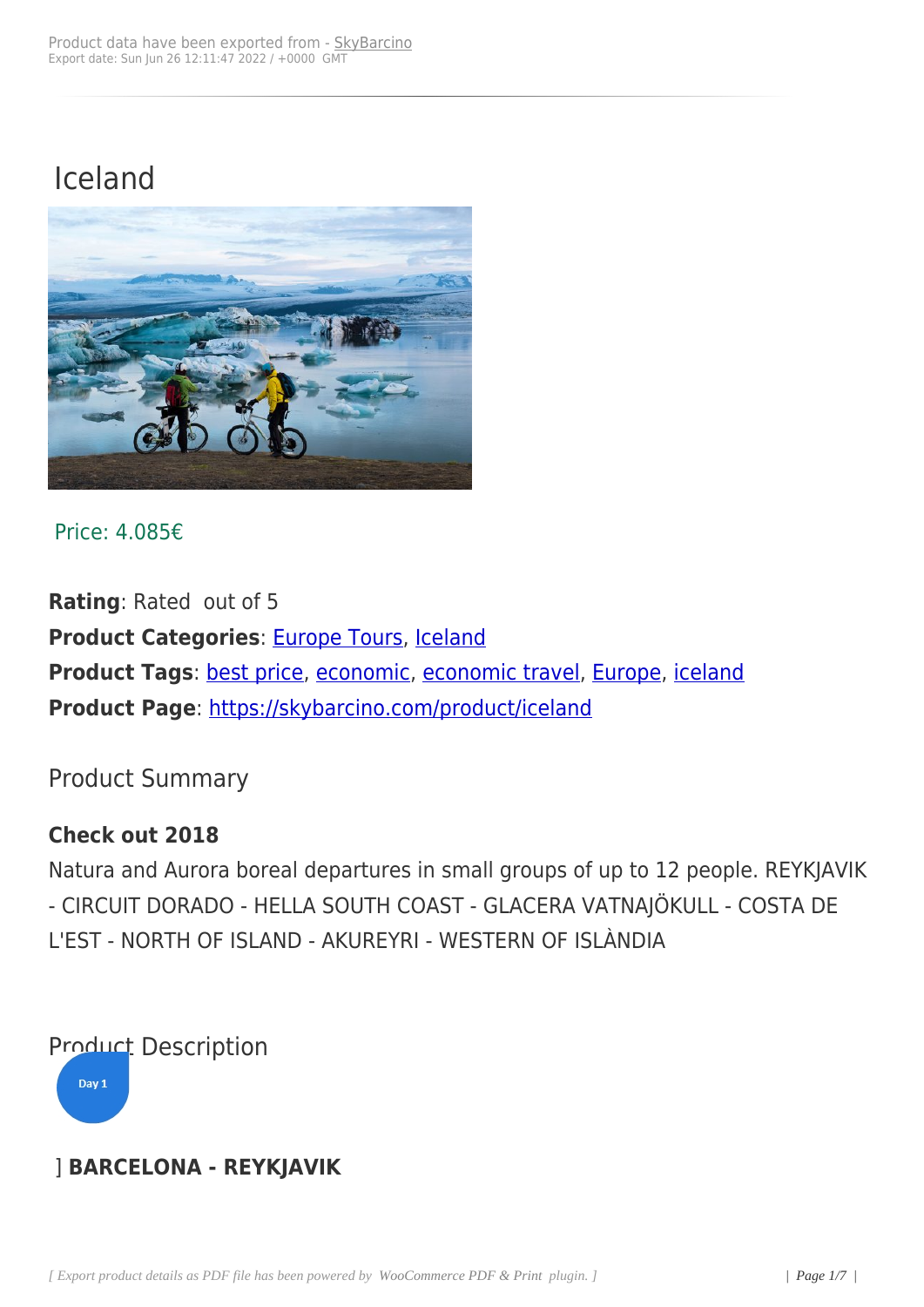Product data have been exported from - SkyBarcino
Export date: Sun Jun 26 12:11:47 2022 / +0000 GMT

# Iceland

Price: 4.085€

**Rating**: Rated out of 5
**Product Categories**: Europe Tours, Iceland
**Product Tags**: best price, economic, economic travel, Europe, iceland
**Product Page**: https://skybarcino.com/product/iceland

## Product Summary

**Check out 2018**
Natura and Aurora boreal departures in small groups of up to 12 people. REYKJAVIK - CIRCUIT DORADO - HELLA SOUTH COAST - GLACERA VATNAJÖKULL - COSTA DE L'EST - NORTH OF ISLAND - AKUREYRI - WESTERN OF ISLÀNDIA

## Product Description

Day 1

] **BARCELONA - REYKJAVIK**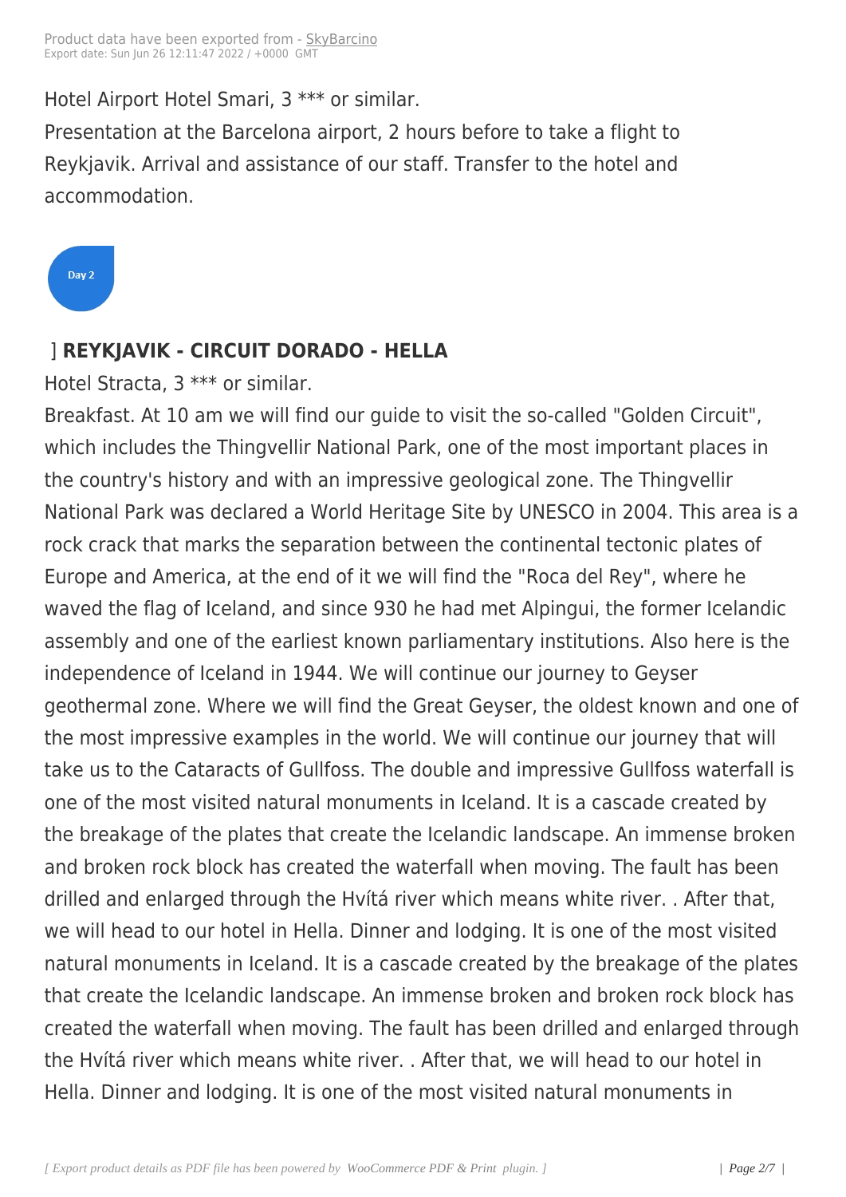Hotel Airport Hotel Smari, 3 *** or similar.

Presentation at the Barcelona airport, 2 hours before to take a flight to Reykjavik. Arrival and assistance of our staff. Transfer to the hotel and accommodation.

Day 2

] **REYKJAVIK - CIRCUIT DORADO - HELLA**

Hotel Stracta, 3 *** or similar.

Breakfast. At 10 am we will find our guide to visit the so-called "Golden Circuit", which includes the Thingvellir National Park, one of the most important places in the country's history and with an impressive geological zone. The Thingvellir National Park was declared a World Heritage Site by UNESCO in 2004. This area is a rock crack that marks the separation between the continental tectonic plates of Europe and America, at the end of it we will find the "Roca del Rey", where he waved the flag of Iceland, and since 930 he had met Alpingui, the former Icelandic assembly and one of the earliest known parliamentary institutions. Also here is the independence of Iceland in 1944. We will continue our journey to Geyser geothermal zone. Where we will find the Great Geyser, the oldest known and one of the most impressive examples in the world. We will continue our journey that will take us to the Cataracts of Gullfoss. The double and impressive Gullfoss waterfall is one of the most visited natural monuments in Iceland. It is a cascade created by the breakage of the plates that create the Icelandic landscape. An immense broken and broken rock block has created the waterfall when moving. The fault has been drilled and enlarged through the Hvítá river which means white river. . After that, we will head to our hotel in Hella. Dinner and lodging. It is one of the most visited natural monuments in Iceland. It is a cascade created by the breakage of the plates that create the Icelandic landscape. An immense broken and broken rock block has created the waterfall when moving. The fault has been drilled and enlarged through the Hvítá river which means white river. . After that, we will head to our hotel in Hella. Dinner and lodging. It is one of the most visited natural monuments in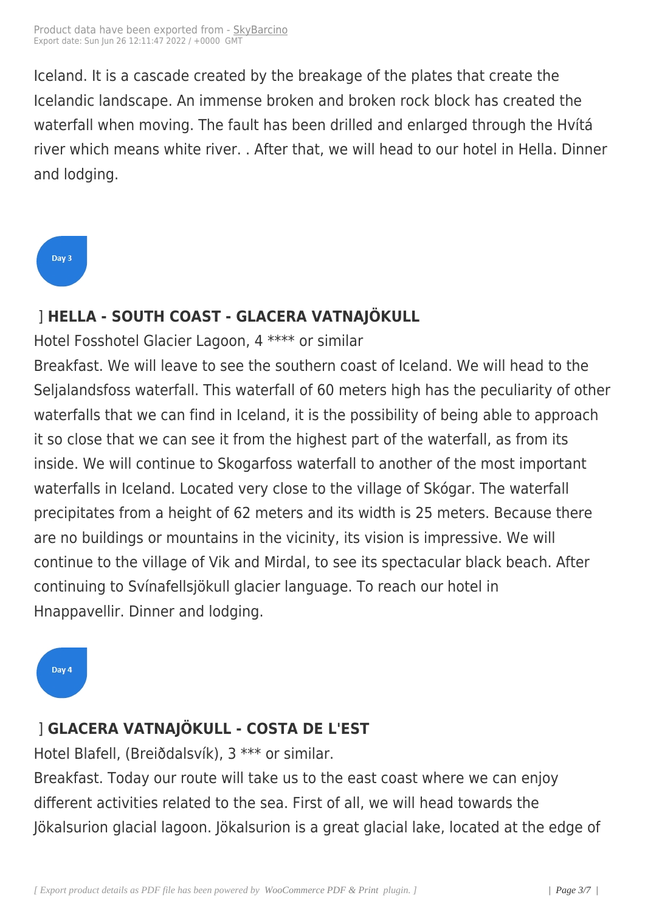Iceland. It is a cascade created by the breakage of the plates that create the Icelandic landscape. An immense broken and broken rock block has created the waterfall when moving. The fault has been drilled and enlarged through the Hvítá river which means white river. . After that, we will head to our hotel in Hella. Dinner and lodging.

Day 3

] **HELLA - SOUTH COAST - GLACERA VATNAJÖKULL**

Hotel Fosshotel Glacier Lagoon, 4 **** or similar

Breakfast. We will leave to see the southern coast of Iceland. We will head to the Seljalandsfoss waterfall. This waterfall of 60 meters high has the peculiarity of other waterfalls that we can find in Iceland, it is the possibility of being able to approach it so close that we can see it from the highest part of the waterfall, as from its inside. We will continue to Skogarfoss waterfall to another of the most important waterfalls in Iceland. Located very close to the village of Skógar. The waterfall precipitates from a height of 62 meters and its width is 25 meters. Because there are no buildings or mountains in the vicinity, its vision is impressive. We will continue to the village of Vik and Mirdal, to see its spectacular black beach. After continuing to Svínafellsjökull glacier language. To reach our hotel in Hnappavellir. Dinner and lodging.

Day 4

] **GLACERA VATNAJÖKULL - COSTA DE L'EST**

Hotel Blafell, (Breiðdalsvík), 3 *** or similar.

Breakfast. Today our route will take us to the east coast where we can enjoy different activities related to the sea. First of all, we will head towards the Jökalsurion glacial lagoon. Jökalsurion is a great glacial lake, located at the edge of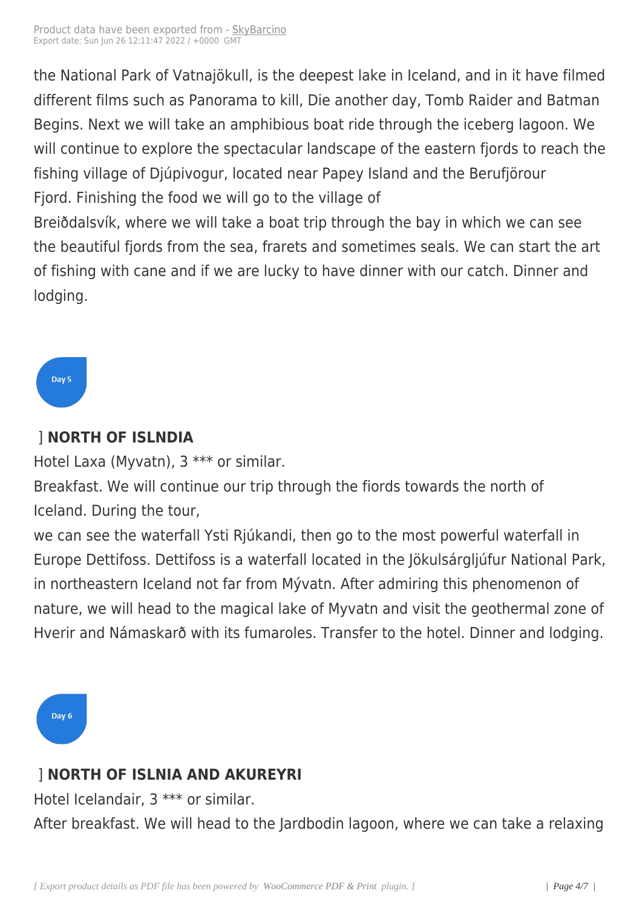the National Park of Vatnajökull, is the deepest lake in Iceland, and in it have filmed different films such as Panorama to kill, Die another day, Tomb Raider and Batman Begins. Next we will take an amphibious boat ride through the iceberg lagoon. We will continue to explore the spectacular landscape of the eastern fjords to reach the fishing village of Djúpivogur, located near Papey Island and the Berufjörour Fjord. Finishing the food we will go to the village of
Breiðdalsvík, where we will take a boat trip through the bay in which we can see the beautiful fjords from the sea, frarets and sometimes seals. We can start the art of fishing with cane and if we are lucky to have dinner with our catch. Dinner and lodging.

Day 5

] **NORTH OF ISLNDIA**

Hotel Laxa (Myvatn), 3 *** or similar.

Breakfast. We will continue our trip through the fiords towards the north of Iceland. During the tour,
we can see the waterfall Ysti Rjúkandi, then go to the most powerful waterfall in Europe Dettifoss. Dettifoss is a waterfall located in the Jökulsárgljúfur National Park, in northeastern Iceland not far from Mývatn. After admiring this phenomenon of nature, we will head to the magical lake of Myvatn and visit the geothermal zone of Hverir and Námaskarð with its fumaroles. Transfer to the hotel. Dinner and lodging.

Day 6

] **NORTH OF ISLNIA AND AKUREYRI**

Hotel Icelandair, 3 *** or similar.

After breakfast. We will head to the Jardbodin lagoon, where we can take a relaxing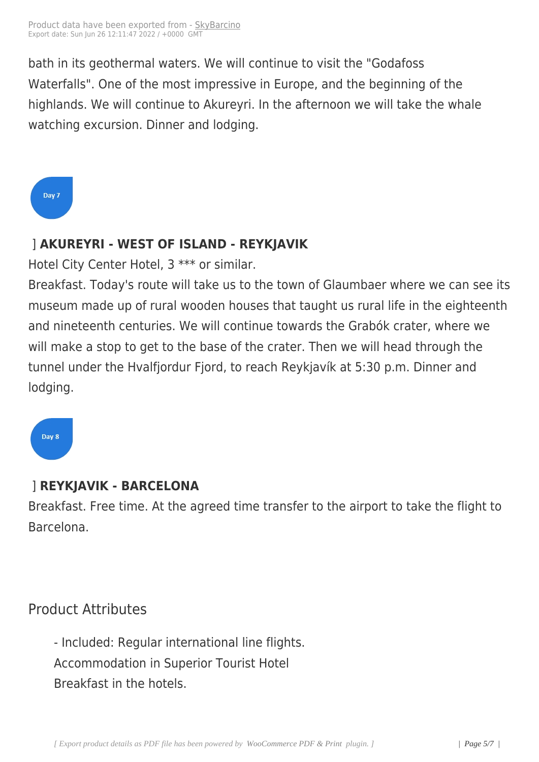bath in its geothermal waters. We will continue to visit the "Godafoss Waterfalls". One of the most impressive in Europe, and the beginning of the highlands. We will continue to Akureyri. In the afternoon we will take the whale watching excursion. Dinner and lodging.

Day 7

] **AKUREYRI - WEST OF ISLAND - REYKJAVIK**

Hotel City Center Hotel, 3 *** or similar.

Breakfast. Today's route will take us to the town of Glaumbaer where we can see its museum made up of rural wooden houses that taught us rural life in the eighteenth and nineteenth centuries. We will continue towards the Grabók crater, where we will make a stop to get to the base of the crater. Then we will head through the tunnel under the Hvalfjordur Fjord, to reach Reykjavík at 5:30 p.m. Dinner and lodging.

Day 8

] **REYKJAVIK - BARCELONA**

Breakfast. Free time. At the agreed time transfer to the airport to take the flight to Barcelona.

## Product Attributes

- Included: Regular international line flights.
Accommodation in Superior Tourist Hotel
Breakfast in the hotels.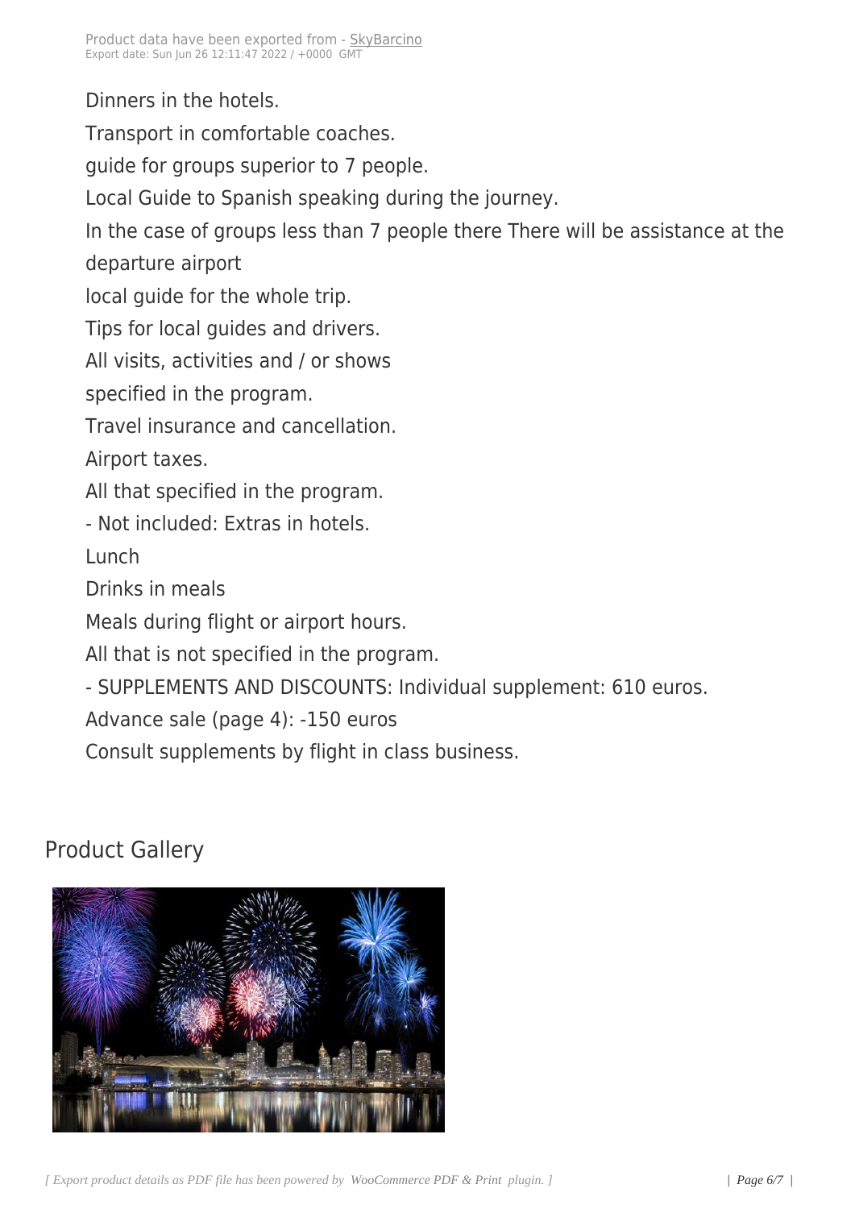Dinners in the hotels.

Transport in comfortable coaches.

guide for groups superior to 7 people.

Local Guide to Spanish speaking during the journey.

In the case of groups less than 7 people there There will be assistance at the departure airport

local guide for the whole trip.

Tips for local guides and drivers.

All visits, activities and / or shows

specified in the program.

Travel insurance and cancellation.

Airport taxes.

All that specified in the program.

- Not included: Extras in hotels.

Lunch

Drinks in meals

Meals during flight or airport hours.

All that is not specified in the program.

- SUPPLEMENTS AND DISCOUNTS: Individual supplement: 610 euros.

Advance sale (page 4): -150 euros

Consult supplements by flight in class business.

## Product Gallery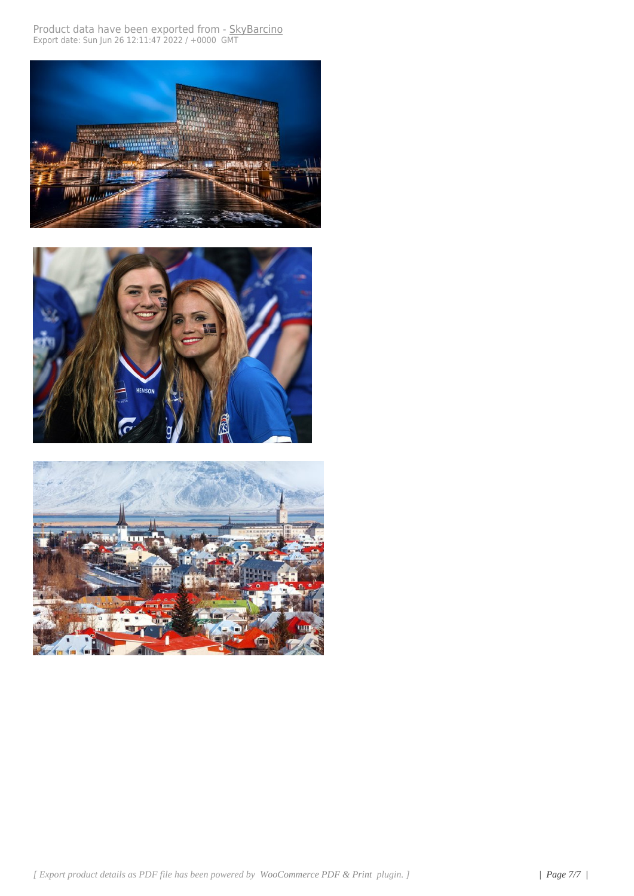Product data have been exported from - SkyBarcino
Export date: Sun Jun 26 12:11:47 2022 / +0000 GMT